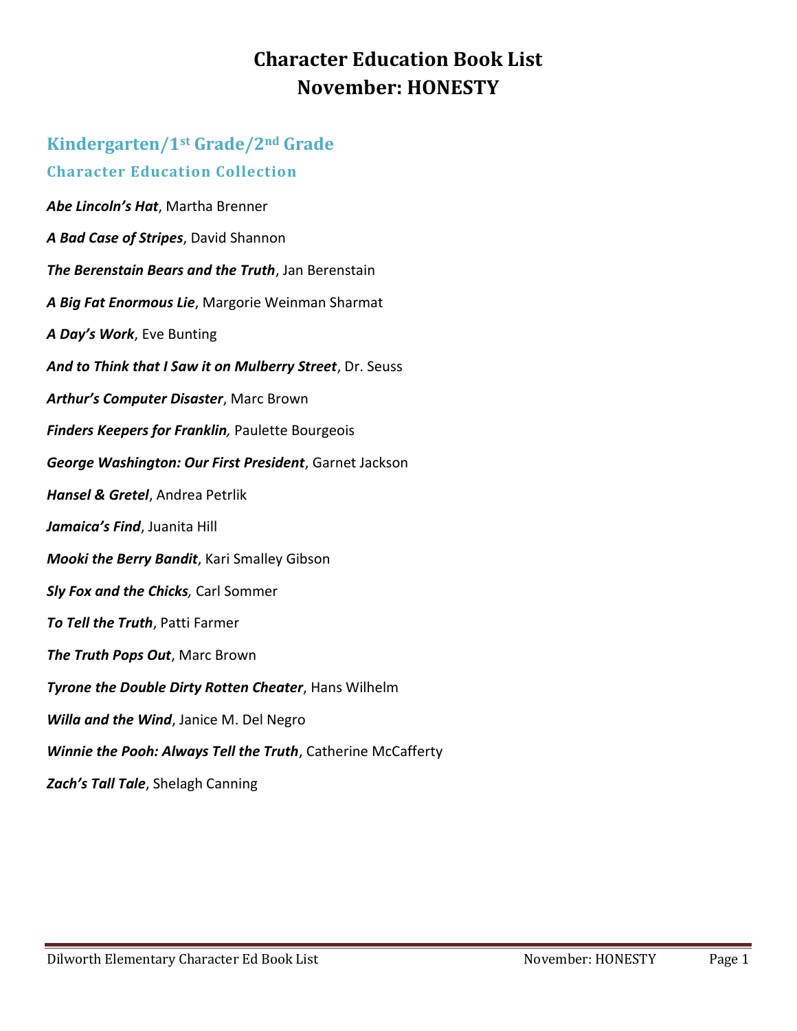# Character Education Book List
# November: HONESTY

## Kindergarten/1st Grade/2nd Grade

### Character Education Collection

***Abe Lincoln's Hat***, Martha Brenner

***A Bad Case of Stripes***, David Shannon

***The Berenstain Bears and the Truth***, Jan Berenstain

***A Big Fat Enormous Lie***, Margorie Weinman Sharmat

***A Day's Work***, Eve Bunting

***And to Think that I Saw it on Mulberry Street***, Dr. Seuss

***Arthur's Computer Disaster***, Marc Brown

***Finders Keepers for Franklin,*** Paulette Bourgeois

***George Washington: Our First President***, Garnet Jackson

***Hansel & Gretel***, Andrea Petrlik

***Jamaica's Find***, Juanita Hill

***Mooki the Berry Bandit***, Kari Smalley Gibson

***Sly Fox and the Chicks,*** Carl Sommer

***To Tell the Truth***, Patti Farmer

***The Truth Pops Out***, Marc Brown

***Tyrone the Double Dirty Rotten Cheater***, Hans Wilhelm

***Willa and the Wind***, Janice M. Del Negro

***Winnie the Pooh: Always Tell the Truth***, Catherine McCafferty

***Zach's Tall Tale***, Shelagh Canning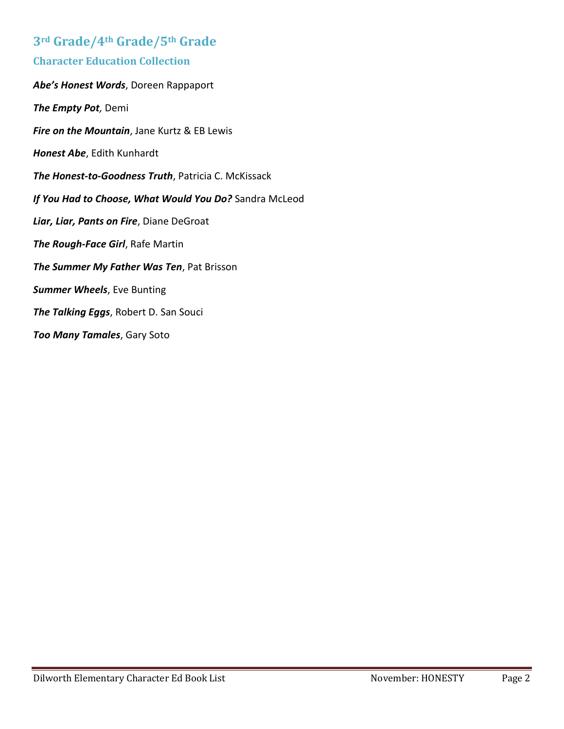## 3rd Grade/4th Grade/5th Grade

### Character Education Collection

***Abe's Honest Words***, Doreen Rappaport

***The Empty Pot,*** Demi

***Fire on the Mountain***, Jane Kurtz & EB Lewis

***Honest Abe***, Edith Kunhardt

***The Honest-to-Goodness Truth***, Patricia C. McKissack

***If You Had to Choose, What Would You Do?*** Sandra McLeod

***Liar, Liar, Pants on Fire***, Diane DeGroat

***The Rough-Face Girl***, Rafe Martin

***The Summer My Father Was Ten***, Pat Brisson

***Summer Wheels***, Eve Bunting

***The Talking Eggs***, Robert D. San Souci

***Too Many Tamales***, Gary Soto